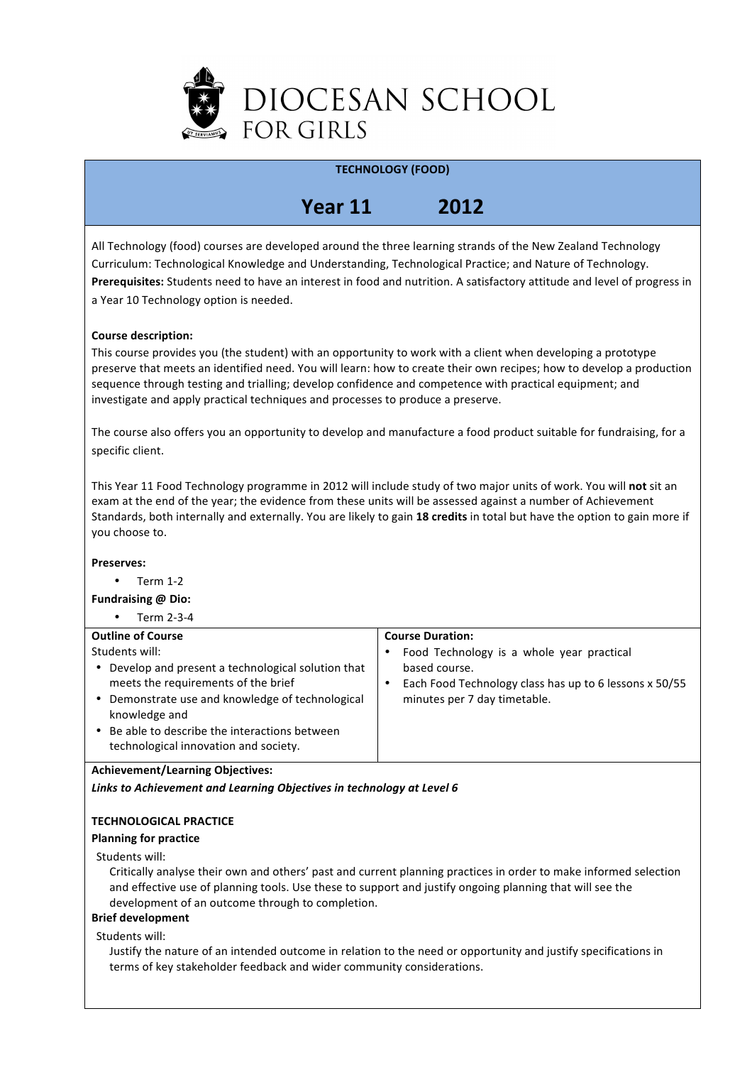# DIOCESAN SCHOOL FOR GIRLS

## TECHNOLOGY (FOOD)

## Year 11 2012

All Technology (food) courses are developed around the three learning strands of the New Zealand Technology Curriculum: Technological Knowledge and Understanding, Technological Practice; and Nature of Technology.
**Prerequisites:** Students need to have an interest in food and nutrition. A satisfactory attitude and level of progress in a Year 10 Technology option is needed.

**Course description:**
This course provides you (the student) with an opportunity to work with a client when developing a prototype preserve that meets an identified need. You will learn: how to create their own recipes; how to develop a production sequence through testing and trialling; develop confidence and competence with practical equipment; and investigate and apply practical techniques and processes to produce a preserve.

The course also offers you an opportunity to develop and manufacture a food product suitable for fundraising, for a specific client.

This Year 11 Food Technology programme in 2012 will include study of two major units of work. You will **not** sit an exam at the end of the year; the evidence from these units will be assessed against a number of Achievement Standards, both internally and externally. You are likely to gain **18 credits** in total but have the option to gain more if you choose to.

**Preserves:**

- Term 1-2

**Fundraising @ Dio:**

- Term 2-3-4

| **Outline of Course** | **Course Duration:** |
|---|---|
| Students will:<br>• Develop and present a technological solution that meets the requirements of the brief<br>• Demonstrate use and knowledge of technological knowledge and<br>• Be able to describe the interactions between technological innovation and society. | • Food Technology is a whole year practical based course.<br>• Each Food Technology class has up to 6 lessons x 50/55 minutes per 7 day timetable. |

**Achievement/Learning Objectives:**

***Links to Achievement and Learning Objectives in technology at Level 6***

**TECHNOLOGICAL PRACTICE**

**Planning for practice**

Students will:

Critically analyse their own and others' past and current planning practices in order to make informed selection and effective use of planning tools. Use these to support and justify ongoing planning that will see the development of an outcome through to completion.

**Brief development**

Students will:

Justify the nature of an intended outcome in relation to the need or opportunity and justify specifications in terms of key stakeholder feedback and wider community considerations.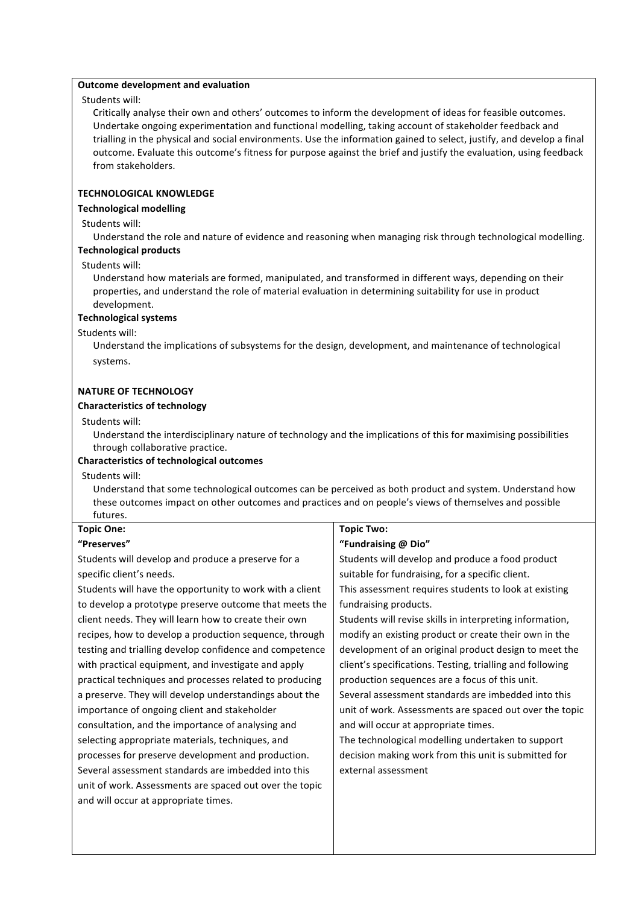**Outcome development and evaluation**

Students will:

Critically analyse their own and others' outcomes to inform the development of ideas for feasible outcomes. Undertake ongoing experimentation and functional modelling, taking account of stakeholder feedback and trialling in the physical and social environments. Use the information gained to select, justify, and develop a final outcome. Evaluate this outcome's fitness for purpose against the brief and justify the evaluation, using feedback from stakeholders.

**TECHNOLOGICAL KNOWLEDGE**

**Technological modelling**

Students will:

Understand the role and nature of evidence and reasoning when managing risk through technological modelling.

**Technological products**

Students will:

Understand how materials are formed, manipulated, and transformed in different ways, depending on their properties, and understand the role of material evaluation in determining suitability for use in product development.

**Technological systems**

Students will:

Understand the implications of subsystems for the design, development, and maintenance of technological systems.

**NATURE OF TECHNOLOGY**

**Characteristics of technology**

Students will:

Understand the interdisciplinary nature of technology and the implications of this for maximising possibilities through collaborative practice.

**Characteristics of technological outcomes**

Students will:

Understand that some technological outcomes can be perceived as both product and system. Understand how these outcomes impact on other outcomes and practices and on people's views of themselves and possible futures.

| **Topic One:** **"Preserves"** | **Topic Two:** **"Fundraising @ Dio"** |
| --- | --- |
| Students will develop and produce a preserve for a specific client's needs. Students will have the opportunity to work with a client to develop a prototype preserve outcome that meets the client needs. They will learn how to create their own recipes, how to develop a production sequence, through testing and trialling develop confidence and competence with practical equipment, and investigate and apply practical techniques and processes related to producing a preserve. They will develop understandings about the importance of ongoing client and stakeholder consultation, and the importance of analysing and selecting appropriate materials, techniques, and processes for preserve development and production. Several assessment standards are imbedded into this unit of work. Assessments are spaced out over the topic and will occur at appropriate times. | Students will develop and produce a food product suitable for fundraising, for a specific client. This assessment requires students to look at existing fundraising products. Students will revise skills in interpreting information, modify an existing product or create their own in the development of an original product design to meet the client's specifications. Testing, trialling and following production sequences are a focus of this unit. Several assessment standards are imbedded into this unit of work. Assessments are spaced out over the topic and will occur at appropriate times. The technological modelling undertaken to support decision making work from this unit is submitted for external assessment |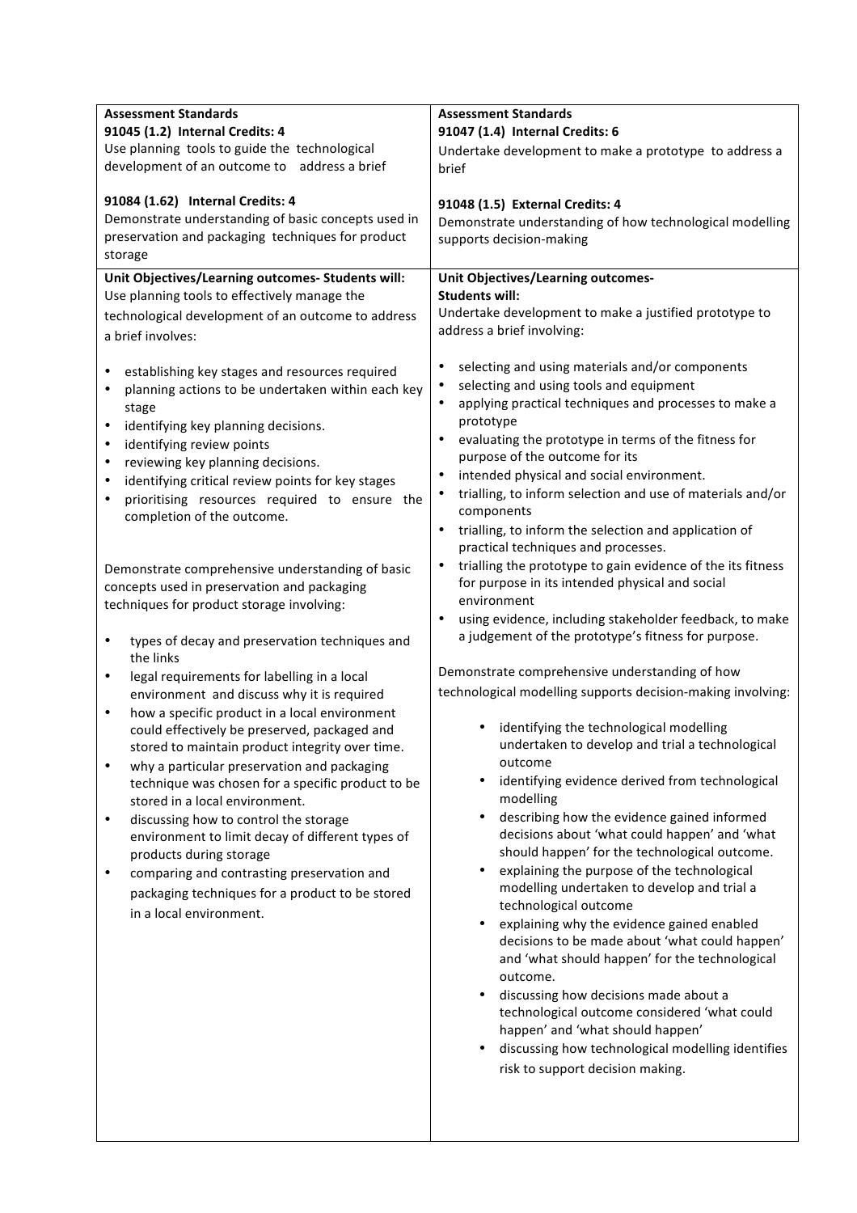| **Assessment Standards**<br>**91045 (1.2) Internal Credits: 4**<br>Use planning tools to guide the technological development of an outcome to address a brief<br><br>**91084 (1.62) Internal Credits: 4**<br>Demonstrate understanding of basic concepts used in preservation and packaging techniques for product storage | **Assessment Standards**<br>**91047 (1.4) Internal Credits: 6**<br>Undertake development to make a prototype to address a brief<br><br>**91048 (1.5) External Credits: 4**<br>Demonstrate understanding of how technological modelling supports decision-making |
|---|---|
| **Unit Objectives/Learning outcomes- Students will:**<br>Use planning tools to effectively manage the technological development of an outcome to address a brief involves:<br><br>• establishing key stages and resources required<br>• planning actions to be undertaken within each key stage<br>• identifying key planning decisions.<br>• identifying review points<br>• reviewing key planning decisions.<br>• identifying critical review points for key stages<br>• prioritising resources required to ensure the completion of the outcome.<br><br>Demonstrate comprehensive understanding of basic concepts used in preservation and packaging techniques for product storage involving:<br><br>• types of decay and preservation techniques and the links<br>• legal requirements for labelling in a local environment and discuss why it is required<br>• how a specific product in a local environment could effectively be preserved, packaged and stored to maintain product integrity over time.<br>• why a particular preservation and packaging technique was chosen for a specific product to be stored in a local environment.<br>• discussing how to control the storage environment to limit decay of different types of products during storage<br>• comparing and contrasting preservation and packaging techniques for a product to be stored in a local environment. | **Unit Objectives/Learning outcomes-**<br>**Students will:**<br>Undertake development to make a justified prototype to address a brief involving:<br><br>• selecting and using materials and/or components<br>• selecting and using tools and equipment<br>• applying practical techniques and processes to make a prototype<br>• evaluating the prototype in terms of the fitness for purpose of the outcome for its<br>• intended physical and social environment.<br>• trialling, to inform selection and use of materials and/or components<br>• trialling, to inform the selection and application of practical techniques and processes.<br>• trialling the prototype to gain evidence of the its fitness for purpose in its intended physical and social environment<br>• using evidence, including stakeholder feedback, to make a judgement of the prototype's fitness for purpose.<br><br>Demonstrate comprehensive understanding of how technological modelling supports decision-making involving:<br><br>• identifying the technological modelling undertaken to develop and trial a technological outcome<br>• identifying evidence derived from technological modelling<br>• describing how the evidence gained informed decisions about 'what could happen' and 'what should happen' for the technological outcome.<br>• explaining the purpose of the technological modelling undertaken to develop and trial a technological outcome<br>• explaining why the evidence gained enabled decisions to be made about 'what could happen' and 'what should happen' for the technological outcome.<br>• discussing how decisions made about a technological outcome considered 'what could happen' and 'what should happen'<br>• discussing how technological modelling identifies risk to support decision making. |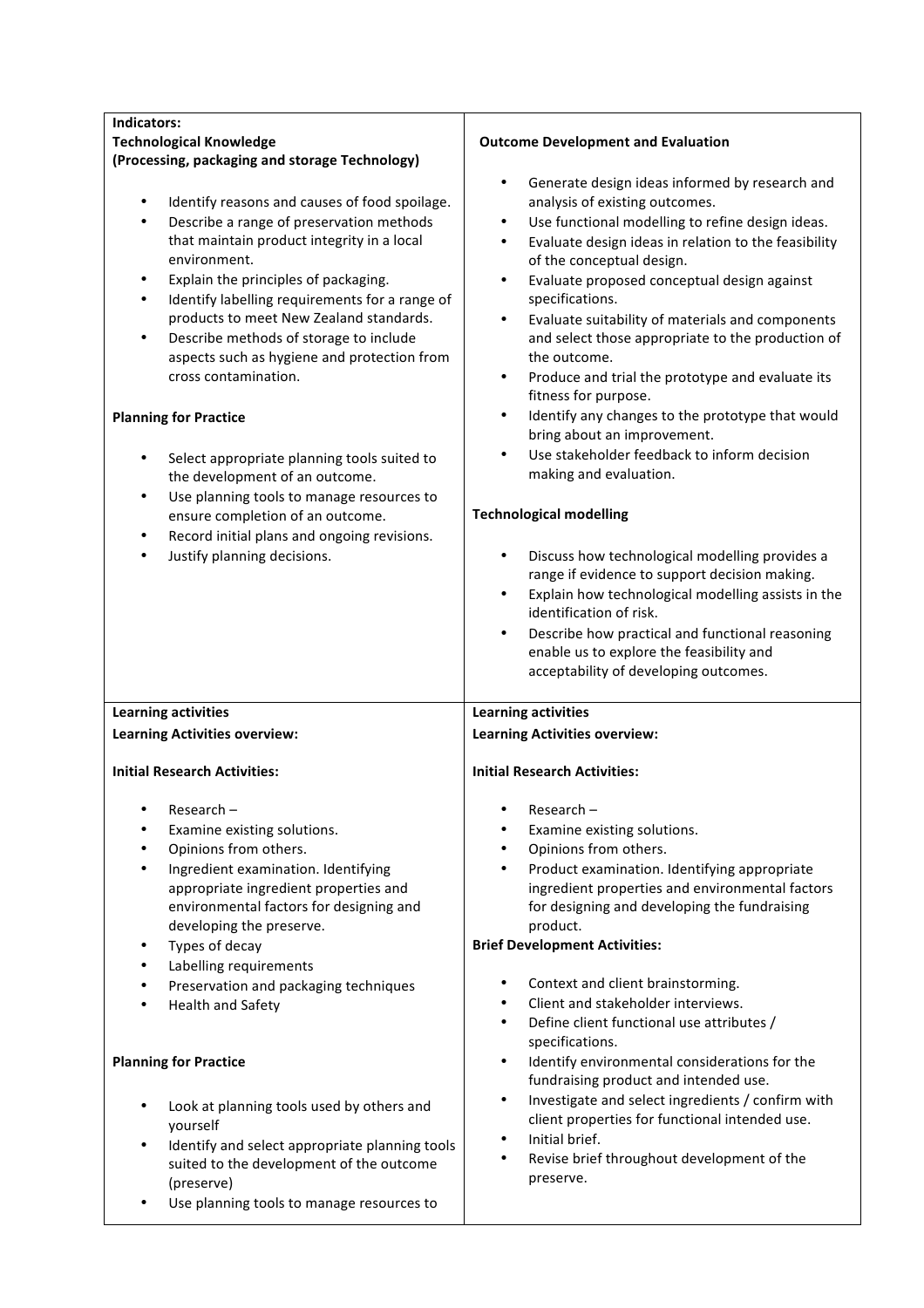**Indicators:**
**Technological Knowledge**
**(Processing, packaging and storage Technology)**

- Identify reasons and causes of food spoilage.
- Describe a range of preservation methods that maintain product integrity in a local environment.
- Explain the principles of packaging.
- Identify labelling requirements for a range of products to meet New Zealand standards.
- Describe methods of storage to include aspects such as hygiene and protection from cross contamination.

**Planning for Practice**

- Select appropriate planning tools suited to the development of an outcome.
- Use planning tools to manage resources to ensure completion of an outcome.
- Record initial plans and ongoing revisions.
- Justify planning decisions.

**Outcome Development and Evaluation**

- Generate design ideas informed by research and analysis of existing outcomes.
- Use functional modelling to refine design ideas.
- Evaluate design ideas in relation to the feasibility of the conceptual design.
- Evaluate proposed conceptual design against specifications.
- Evaluate suitability of materials and components and select those appropriate to the production of the outcome.
- Produce and trial the prototype and evaluate its fitness for purpose.
- Identify any changes to the prototype that would bring about an improvement.
- Use stakeholder feedback to inform decision making and evaluation.

**Technological modelling**

- Discuss how technological modelling provides a range if evidence to support decision making.
- Explain how technological modelling assists in the identification of risk.
- Describe how practical and functional reasoning enable us to explore the feasibility and acceptability of developing outcomes.

**Learning activities**
**Learning Activities overview:**

**Initial Research Activities:**

- Research –
- Examine existing solutions.
- Opinions from others.
- Ingredient examination. Identifying appropriate ingredient properties and environmental factors for designing and developing the preserve.
- Types of decay
- Labelling requirements
- Preservation and packaging techniques
- Health and Safety

**Planning for Practice**

- Look at planning tools used by others and yourself
- Identify and select appropriate planning tools suited to the development of the outcome (preserve)
- Use planning tools to manage resources to

**Learning activities**
**Learning Activities overview:**

**Initial Research Activities:**

- Research –
- Examine existing solutions.
- Opinions from others.
- Product examination. Identifying appropriate ingredient properties and environmental factors for designing and developing the fundraising product.

**Brief Development Activities:**

- Context and client brainstorming.
- Client and stakeholder interviews.
- Define client functional use attributes / specifications.
- Identify environmental considerations for the fundraising product and intended use.
- Investigate and select ingredients / confirm with client properties for functional intended use.
- Initial brief.
- Revise brief throughout development of the preserve.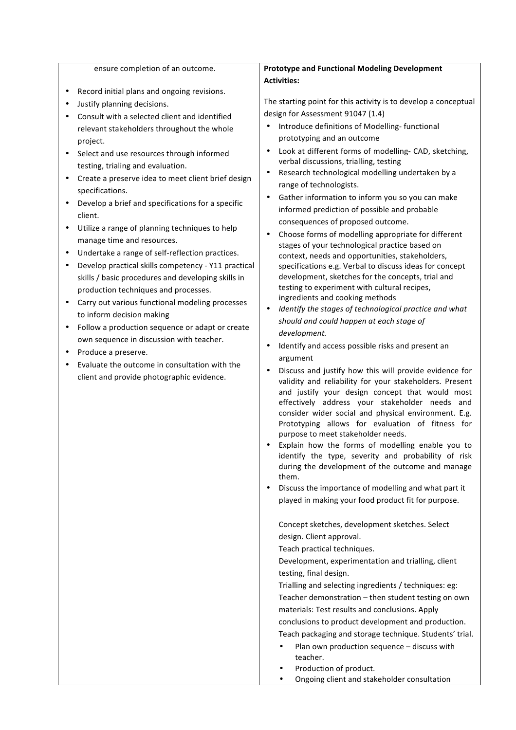| ensure completion of an outcome.<br><br>• Record initial plans and ongoing revisions.<br>• Justify planning decisions.<br>• Consult with a selected client and identified relevant stakeholders throughout the whole project.<br>• Select and use resources through informed testing, trialing and evaluation.<br>• Create a preserve idea to meet client brief design specifications.<br>• Develop a brief and specifications for a specific client.<br>• Utilize a range of planning techniques to help manage time and resources.<br>• Undertake a range of self-reflection practices.<br>• Develop practical skills competency - Y11 practical skills / basic procedures and developing skills in production techniques and processes.<br>• Carry out various functional modeling processes to inform decision making<br>• Follow a production sequence or adapt or create own sequence in discussion with teacher.<br>• Produce a preserve.<br>• Evaluate the outcome in consultation with the client and provide photographic evidence. | **Prototype and Functional Modeling Development Activities:**<br><br>The starting point for this activity is to develop a conceptual design for Assessment 91047 (1.4)<br>• Introduce definitions of Modelling- functional prototyping and an outcome<br>• Look at different forms of modelling- CAD, sketching, verbal discussions, trialling, testing<br>• Research technological modelling undertaken by a range of technologists.<br>• Gather information to inform you so you can make informed prediction of possible and probable consequences of proposed outcome.<br>• Choose forms of modelling appropriate for different stages of your technological practice based on context, needs and opportunities, stakeholders, specifications e.g. Verbal to discuss ideas for concept development, sketches for the concepts, trial and testing to experiment with cultural recipes, ingredients and cooking methods<br>• *Identify the stages of technological practice and what should and could happen at each stage of development.*<br>• Identify and access possible risks and present an argument<br>• Discuss and justify how this will provide evidence for validity and reliability for your stakeholders. Present and justify your design concept that would most effectively address your stakeholder needs and consider wider social and physical environment. E.g. Prototyping allows for evaluation of fitness for purpose to meet stakeholder needs.<br>• Explain how the forms of modelling enable you to identify the type, severity and probability of risk during the development of the outcome and manage them.<br>• Discuss the importance of modelling and what part it played in making your food product fit for purpose.<br><br>Concept sketches, development sketches. Select design. Client approval.<br>Teach practical techniques.<br>Development, experimentation and trialling, client testing, final design.<br>Trialling and selecting ingredients / techniques: eg: Teacher demonstration – then student testing on own materials: Test results and conclusions. Apply conclusions to product development and production.<br>Teach packaging and storage technique. Students' trial.<br>• Plan own production sequence – discuss with teacher.<br>• Production of product.<br>• Ongoing client and stakeholder consultation |
|---|---|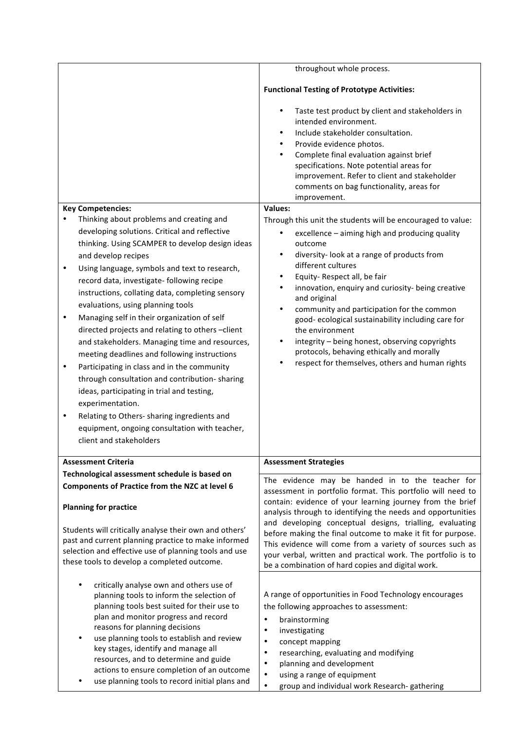| | |
|---|---|
| | throughout whole process.<br><br>**Functional Testing of Prototype Activities:**<br><br>• Taste test product by client and stakeholders in intended environment.<br>• Include stakeholder consultation.<br>• Provide evidence photos.<br>• Complete final evaluation against brief specifications. Note potential areas for improvement. Refer to client and stakeholder comments on bag functionality, areas for improvement. |
| **Key Competencies:**<br>• Thinking about problems and creating and developing solutions. Critical and reflective thinking. Using SCAMPER to develop design ideas and develop recipes<br>• Using language, symbols and text to research, record data, investigate- following recipe instructions, collating data, completing sensory evaluations, using planning tools<br>• Managing self in their organization of self directed projects and relating to others –client and stakeholders. Managing time and resources, meeting deadlines and following instructions<br>• Participating in class and in the community through consultation and contribution- sharing ideas, participating in trial and testing, experimentation.<br>• Relating to Others- sharing ingredients and equipment, ongoing consultation with teacher, client and stakeholders | **Values:**<br>Through this unit the students will be encouraged to value:<br>• excellence – aiming high and producing quality outcome<br>• diversity- look at a range of products from different cultures<br>• Equity- Respect all, be fair<br>• innovation, enquiry and curiosity- being creative and original<br>• community and participation for the common good- ecological sustainability including care for the environment<br>• integrity – being honest, observing copyrights protocols, behaving ethically and morally<br>• respect for themselves, others and human rights |
| **Assessment Criteria**<br>**Technological assessment schedule is based on Components of Practice from the NZC at level 6**<br><br>**Planning for practice**<br><br>Students will critically analyse their own and others' past and current planning practice to make informed selection and effective use of planning tools and use these tools to develop a completed outcome.<br><br>• critically analyse own and others use of planning tools to inform the selection of planning tools best suited for their use to plan and monitor progress and record reasons for planning decisions<br>• use planning tools to establish and review key stages, identify and manage all resources, and to determine and guide actions to ensure completion of an outcome<br>• use planning tools to record initial plans and | **Assessment Strategies**<br><br>The evidence may be handed in to the teacher for assessment in portfolio format. This portfolio will need to contain: evidence of your learning journey from the brief analysis through to identifying the needs and opportunities and developing conceptual designs, trialling, evaluating before making the final outcome to make it fit for purpose. This evidence will come from a variety of sources such as your verbal, written and practical work. The portfolio is to be a combination of hard copies and digital work.<br><br>A range of opportunities in Food Technology encourages the following approaches to assessment:<br>• brainstorming<br>• investigating<br>• concept mapping<br>• researching, evaluating and modifying<br>• planning and development<br>• using a range of equipment<br>• group and individual work Research- gathering |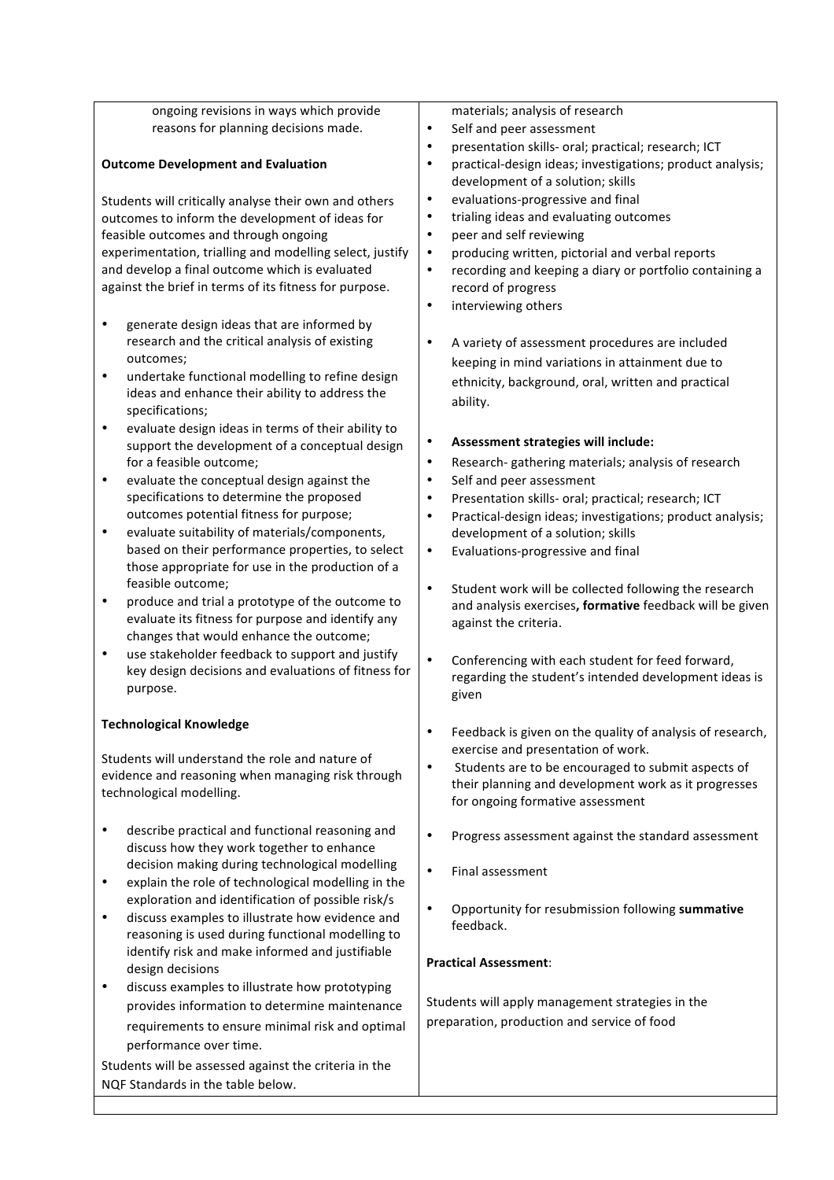| | |
|---|---|
| ongoing revisions in ways which provide reasons for planning decisions made.<br><br>**Outcome Development and Evaluation**<br><br>Students will critically analyse their own and others outcomes to inform the development of ideas for feasible outcomes and through ongoing experimentation, trialling and modelling select, justify and develop a final outcome which is evaluated against the brief in terms of its fitness for purpose.<br><br>• generate design ideas that are informed by research and the critical analysis of existing outcomes;<br>• undertake functional modelling to refine design ideas and enhance their ability to address the specifications;<br>• evaluate design ideas in terms of their ability to support the development of a conceptual design for a feasible outcome;<br>• evaluate the conceptual design against the specifications to determine the proposed outcomes potential fitness for purpose;<br>• evaluate suitability of materials/components, based on their performance properties, to select those appropriate for use in the production of a feasible outcome;<br>• produce and trial a prototype of the outcome to evaluate its fitness for purpose and identify any changes that would enhance the outcome;<br>• use stakeholder feedback to support and justify key design decisions and evaluations of fitness for purpose.<br><br>**Technological Knowledge**<br><br>Students will understand the role and nature of evidence and reasoning when managing risk through technological modelling.<br><br>• describe practical and functional reasoning and discuss how they work together to enhance decision making during technological modelling<br>• explain the role of technological modelling in the exploration and identification of possible risk/s<br>• discuss examples to illustrate how evidence and reasoning is used during functional modelling to identify risk and make informed and justifiable design decisions<br>• discuss examples to illustrate how prototyping provides information to determine maintenance requirements to ensure minimal risk and optimal performance over time.<br><br>Students will be assessed against the criteria in the NQF Standards in the table below. | materials; analysis of research<br>• Self and peer assessment<br>• presentation skills- oral; practical; research; ICT<br>• practical-design ideas; investigations; product analysis; development of a solution; skills<br>• evaluations-progressive and final<br>• trialing ideas and evaluating outcomes<br>• peer and self reviewing<br>• producing written, pictorial and verbal reports<br>• recording and keeping a diary or portfolio containing a record of progress<br>• interviewing others<br><br>• A variety of assessment procedures are included keeping in mind variations in attainment due to ethnicity, background, oral, written and practical ability.<br><br>• **Assessment strategies will include:**<br>• Research- gathering materials; analysis of research<br>• Self and peer assessment<br>• Presentation skills- oral; practical; research; ICT<br>• Practical-design ideas; investigations; product analysis; development of a solution; skills<br>• Evaluations-progressive and final<br><br>• Student work will be collected following the research and analysis exercises**, formative** feedback will be given against the criteria.<br><br>• Conferencing with each student for feed forward, regarding the student's intended development ideas is given<br><br>• Feedback is given on the quality of analysis of research, exercise and presentation of work.<br>• Students are to be encouraged to submit aspects of their planning and development work as it progresses for ongoing formative assessment<br><br>• Progress assessment against the standard assessment<br><br>• Final assessment<br><br>• Opportunity for resubmission following **summative** feedback.<br><br>**Practical Assessment**:<br><br>Students will apply management strategies in the preparation, production and service of food |
| | |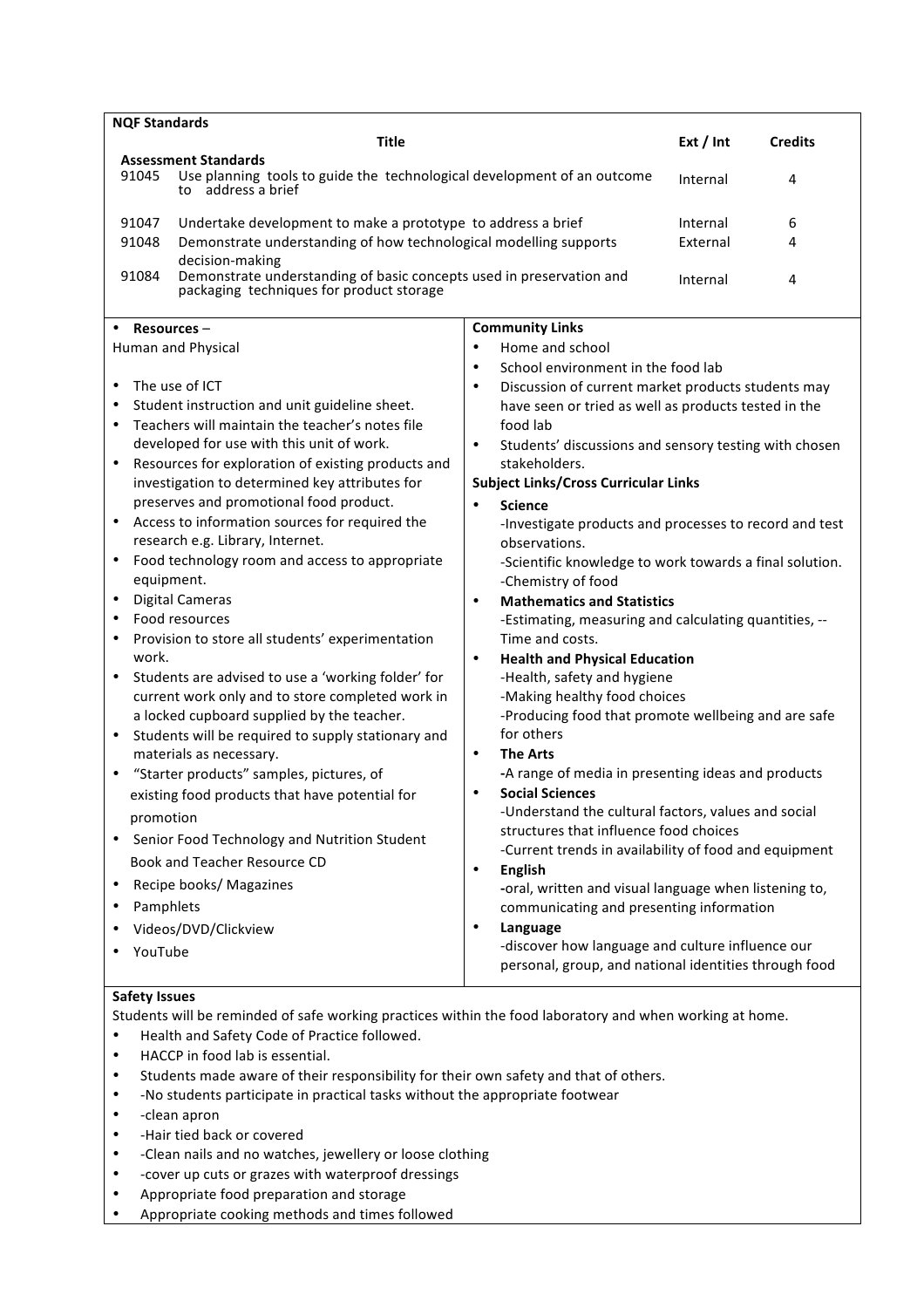**NQF Standards**

| | Title | Ext / Int | Credits |
|---|---|---|---|
| **Assessment Standards** | | | |
| 91045 | Use planning tools to guide the technological development of an outcome to address a brief | Internal | 4 |
| 91047 | Undertake development to make a prototype to address a brief | Internal | 6 |
| 91048 | Demonstrate understanding of how technological modelling supports decision-making | External | 4 |
| 91084 | Demonstrate understanding of basic concepts used in preservation and packaging techniques for product storage | Internal | 4 |

- **Resources** –

Human and Physical

- The use of ICT
- Student instruction and unit guideline sheet.
- Teachers will maintain the teacher's notes file developed for use with this unit of work.
- Resources for exploration of existing products and investigation to determined key attributes for preserves and promotional food product.
- Access to information sources for required the research e.g. Library, Internet.
- Food technology room and access to appropriate equipment.
- Digital Cameras
- Food resources
- Provision to store all students' experimentation work.
- Students are advised to use a 'working folder' for current work only and to store completed work in a locked cupboard supplied by the teacher.
- Students will be required to supply stationary and materials as necessary.
- "Starter products" samples, pictures, of existing food products that have potential for promotion
- Senior Food Technology and Nutrition Student Book and Teacher Resource CD
- Recipe books/ Magazines
- Pamphlets
- Videos/DVD/Clickview
- YouTube

**Community Links**

- Home and school
- School environment in the food lab
- Discussion of current market products students may have seen or tried as well as products tested in the food lab
- Students' discussions and sensory testing with chosen stakeholders.

**Subject Links/Cross Curricular Links**

- **Science**
  -Investigate products and processes to record and test observations.
  -Scientific knowledge to work towards a final solution.
  -Chemistry of food
- **Mathematics and Statistics**
  -Estimating, measuring and calculating quantities, -- Time and costs.
- **Health and Physical Education**
  -Health, safety and hygiene
  -Making healthy food choices
  -Producing food that promote wellbeing and are safe for others
- **The Arts**
  -A range of media in presenting ideas and products
- **Social Sciences**
  -Understand the cultural factors, values and social structures that influence food choices
  -Current trends in availability of food and equipment
- **English**
  -oral, written and visual language when listening to, communicating and presenting information
- **Language**
  -discover how language and culture influence our personal, group, and national identities through food

**Safety Issues**

Students will be reminded of safe working practices within the food laboratory and when working at home.

- Health and Safety Code of Practice followed.
- HACCP in food lab is essential.
- Students made aware of their responsibility for their own safety and that of others.
- -No students participate in practical tasks without the appropriate footwear
- -clean apron
- -Hair tied back or covered
- -Clean nails and no watches, jewellery or loose clothing
- -cover up cuts or grazes with waterproof dressings
- Appropriate food preparation and storage
- Appropriate cooking methods and times followed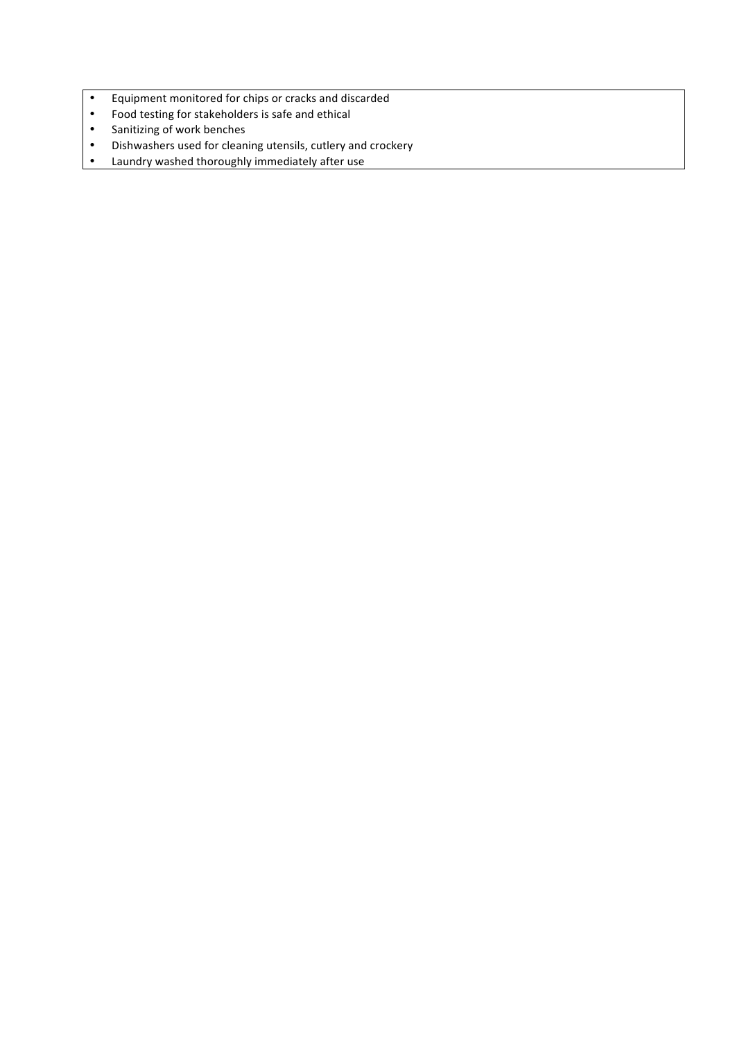- Equipment monitored for chips or cracks and discarded
- Food testing for stakeholders is safe and ethical
- Sanitizing of work benches
- Dishwashers used for cleaning utensils, cutlery and crockery
- Laundry washed thoroughly immediately after use